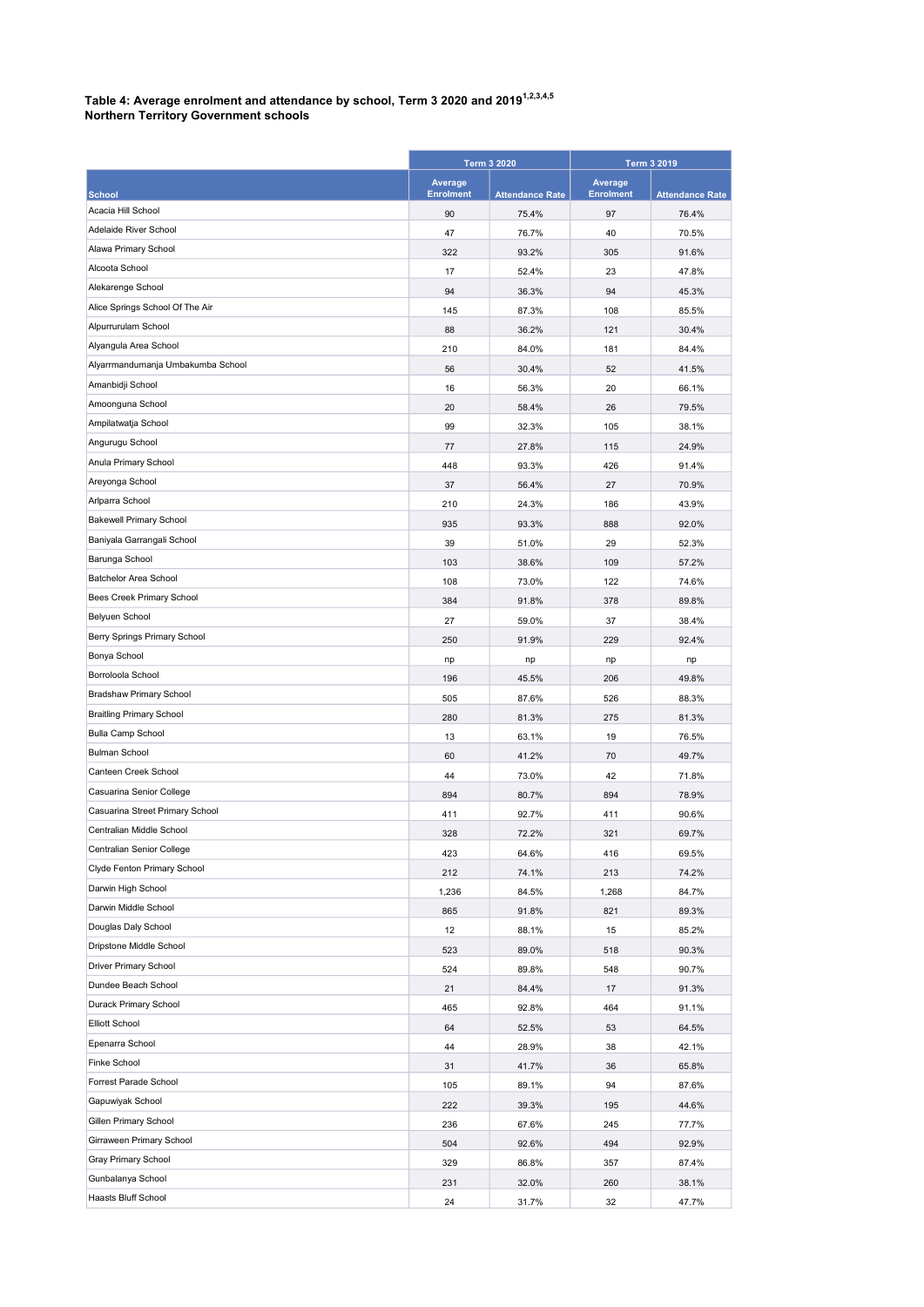**Table 4: Average enrolment and attendance by school, Term 3 2020 and 2019[1,2,3,4,5]**
**Northern Territory Government schools**

| School | Term 3 2020 | | Term 3 2019 | |
|---|---|---|---|---|
| | Average Enrolment | Attendance Rate | Average Enrolment | Attendance Rate |
| Acacia Hill School | 90 | 75.4% | 97 | 76.4% |
| Adelaide River School | 47 | 76.7% | 40 | 70.5% |
| Alawa Primary School | 322 | 93.2% | 305 | 91.6% |
| Alcoota School | 17 | 52.4% | 23 | 47.8% |
| Alekarenge School | 94 | 36.3% | 94 | 45.3% |
| Alice Springs School Of The Air | 145 | 87.3% | 108 | 85.5% |
| Alpurrurulam School | 88 | 36.2% | 121 | 30.4% |
| Alyangula Area School | 210 | 84.0% | 181 | 84.4% |
| Alyarrmandumanja Umbakumba School | 56 | 30.4% | 52 | 41.5% |
| Amanbidji School | 16 | 56.3% | 20 | 66.1% |
| Amoonguna School | 20 | 58.4% | 26 | 79.5% |
| Ampilatwatja School | 99 | 32.3% | 105 | 38.1% |
| Angurugu School | 77 | 27.8% | 115 | 24.9% |
| Anula Primary School | 448 | 93.3% | 426 | 91.4% |
| Areyonga School | 37 | 56.4% | 27 | 70.9% |
| Arlparra School | 210 | 24.3% | 186 | 43.9% |
| Bakewell Primary School | 935 | 93.3% | 888 | 92.0% |
| Baniyala Garrangali School | 39 | 51.0% | 29 | 52.3% |
| Barunga School | 103 | 38.6% | 109 | 57.2% |
| Batchelor Area School | 108 | 73.0% | 122 | 74.6% |
| Bees Creek Primary School | 384 | 91.8% | 378 | 89.8% |
| Belyuen School | 27 | 59.0% | 37 | 38.4% |
| Berry Springs Primary School | 250 | 91.9% | 229 | 92.4% |
| Bonya School | np | np | np | np |
| Borroloola School | 196 | 45.5% | 206 | 49.8% |
| Bradshaw Primary School | 505 | 87.6% | 526 | 88.3% |
| Braitling Primary School | 280 | 81.3% | 275 | 81.3% |
| Bulla Camp School | 13 | 63.1% | 19 | 76.5% |
| Bulman School | 60 | 41.2% | 70 | 49.7% |
| Canteen Creek School | 44 | 73.0% | 42 | 71.8% |
| Casuarina Senior College | 894 | 80.7% | 894 | 78.9% |
| Casuarina Street Primary School | 411 | 92.7% | 411 | 90.6% |
| Centralian Middle School | 328 | 72.2% | 321 | 69.7% |
| Centralian Senior College | 423 | 64.6% | 416 | 69.5% |
| Clyde Fenton Primary School | 212 | 74.1% | 213 | 74.2% |
| Darwin High School | 1,236 | 84.5% | 1,268 | 84.7% |
| Darwin Middle School | 865 | 91.8% | 821 | 89.3% |
| Douglas Daly School | 12 | 88.1% | 15 | 85.2% |
| Dripstone Middle School | 523 | 89.0% | 518 | 90.3% |
| Driver Primary School | 524 | 89.8% | 548 | 90.7% |
| Dundee Beach School | 21 | 84.4% | 17 | 91.3% |
| Durack Primary School | 465 | 92.8% | 464 | 91.1% |
| Elliott School | 64 | 52.5% | 53 | 64.5% |
| Epenarra School | 44 | 28.9% | 38 | 42.1% |
| Finke School | 31 | 41.7% | 36 | 65.8% |
| Forrest Parade School | 105 | 89.1% | 94 | 87.6% |
| Gapuwiyak School | 222 | 39.3% | 195 | 44.6% |
| Gillen Primary School | 236 | 67.6% | 245 | 77.7% |
| Girraween Primary School | 504 | 92.6% | 494 | 92.9% |
| Gray Primary School | 329 | 86.8% | 357 | 87.4% |
| Gunbalanya School | 231 | 32.0% | 260 | 38.1% |
| Haasts Bluff School | 24 | 31.7% | 32 | 47.7% |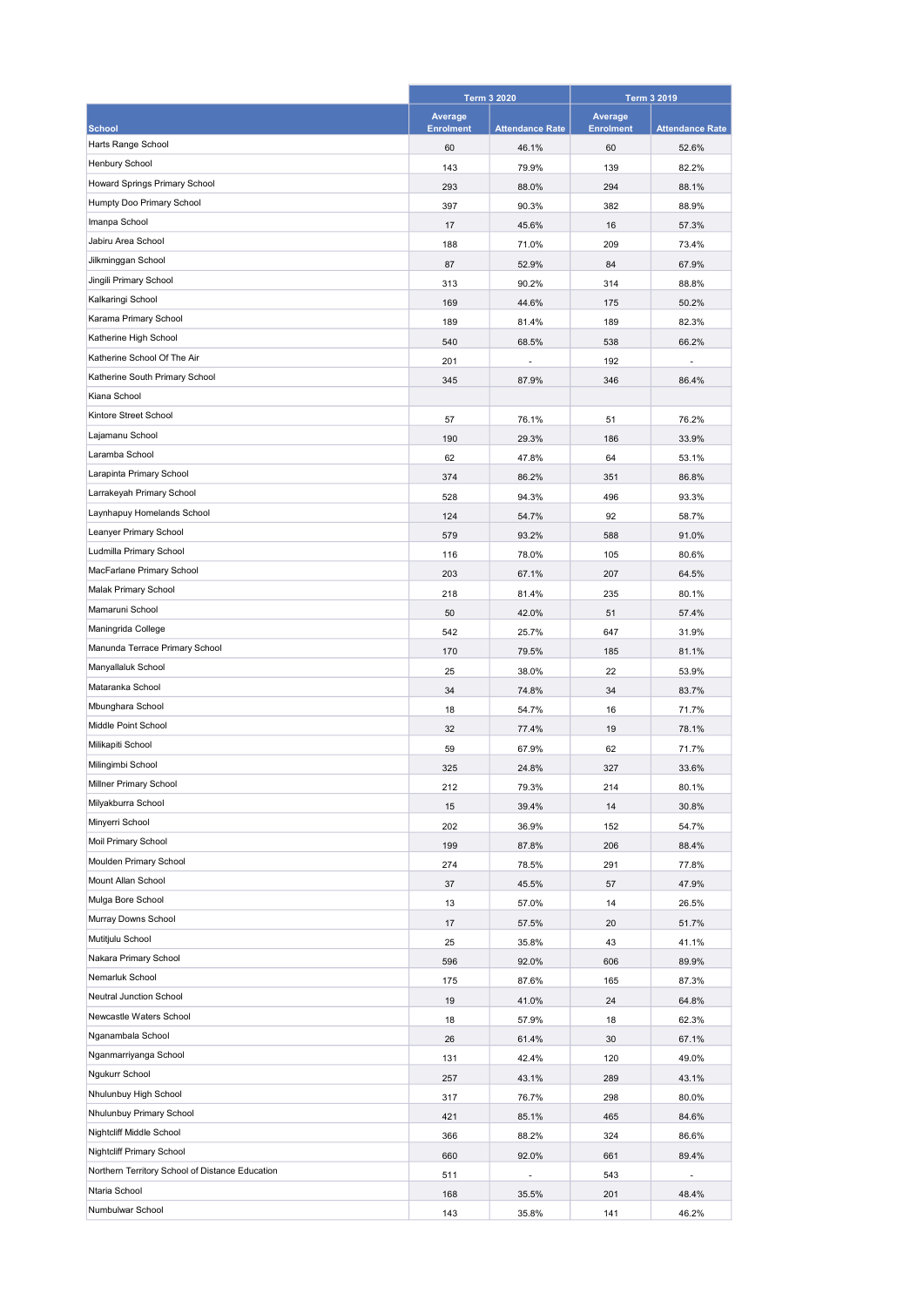| School | Term 3 2020 | | Term 3 2019 | |
|---|---|---|---|---|
| | Average Enrolment | Attendance Rate | Average Enrolment | Attendance Rate |
| Harts Range School | 60 | 46.1% | 60 | 52.6% |
| Henbury School | 143 | 79.9% | 139 | 82.2% |
| Howard Springs Primary School | 293 | 88.0% | 294 | 88.1% |
| Humpty Doo Primary School | 397 | 90.3% | 382 | 88.9% |
| Imanpa School | 17 | 45.6% | 16 | 57.3% |
| Jabiru Area School | 188 | 71.0% | 209 | 73.4% |
| Jilkminggan School | 87 | 52.9% | 84 | 67.9% |
| Jingili Primary School | 313 | 90.2% | 314 | 88.8% |
| Kalkaringi School | 169 | 44.6% | 175 | 50.2% |
| Karama Primary School | 189 | 81.4% | 189 | 82.3% |
| Katherine High School | 540 | 68.5% | 538 | 66.2% |
| Katherine School Of The Air | 201 | - | 192 | - |
| Katherine South Primary School | 345 | 87.9% | 346 | 86.4% |
| Kiana School | | | | |
| Kintore Street School | 57 | 76.1% | 51 | 76.2% |
| Lajamanu School | 190 | 29.3% | 186 | 33.9% |
| Laramba School | 62 | 47.8% | 64 | 53.1% |
| Larapinta Primary School | 374 | 86.2% | 351 | 86.8% |
| Larrakeyah Primary School | 528 | 94.3% | 496 | 93.3% |
| Laynhapuy Homelands School | 124 | 54.7% | 92 | 58.7% |
| Leanyer Primary School | 579 | 93.2% | 588 | 91.0% |
| Ludmilla Primary School | 116 | 78.0% | 105 | 80.6% |
| MacFarlane Primary School | 203 | 67.1% | 207 | 64.5% |
| Malak Primary School | 218 | 81.4% | 235 | 80.1% |
| Mamaruni School | 50 | 42.0% | 51 | 57.4% |
| Maningrida College | 542 | 25.7% | 647 | 31.9% |
| Manunda Terrace Primary School | 170 | 79.5% | 185 | 81.1% |
| Manyallaluk School | 25 | 38.0% | 22 | 53.9% |
| Mataranka School | 34 | 74.8% | 34 | 83.7% |
| Mbunghara School | 18 | 54.7% | 16 | 71.7% |
| Middle Point School | 32 | 77.4% | 19 | 78.1% |
| Milikapiti School | 59 | 67.9% | 62 | 71.7% |
| Milingimbi School | 325 | 24.8% | 327 | 33.6% |
| Millner Primary School | 212 | 79.3% | 214 | 80.1% |
| Milyakburra School | 15 | 39.4% | 14 | 30.8% |
| Minyerri School | 202 | 36.9% | 152 | 54.7% |
| Moil Primary School | 199 | 87.8% | 206 | 88.4% |
| Moulden Primary School | 274 | 78.5% | 291 | 77.8% |
| Mount Allan School | 37 | 45.5% | 57 | 47.9% |
| Mulga Bore School | 13 | 57.0% | 14 | 26.5% |
| Murray Downs School | 17 | 57.5% | 20 | 51.7% |
| Mutitjulu School | 25 | 35.8% | 43 | 41.1% |
| Nakara Primary School | 596 | 92.0% | 606 | 89.9% |
| Nemarluk School | 175 | 87.6% | 165 | 87.3% |
| Neutral Junction School | 19 | 41.0% | 24 | 64.8% |
| Newcastle Waters School | 18 | 57.9% | 18 | 62.3% |
| Nganambala School | 26 | 61.4% | 30 | 67.1% |
| Nganmarriyanga School | 131 | 42.4% | 120 | 49.0% |
| Ngukurr School | 257 | 43.1% | 289 | 43.1% |
| Nhulunbuy High School | 317 | 76.7% | 298 | 80.0% |
| Nhulunbuy Primary School | 421 | 85.1% | 465 | 84.6% |
| Nightcliff Middle School | 366 | 88.2% | 324 | 86.6% |
| Nightcliff Primary School | 660 | 92.0% | 661 | 89.4% |
| Northern Territory School of Distance Education | 511 | - | 543 | - |
| Ntaria School | 168 | 35.5% | 201 | 48.4% |
| Numbulwar School | 143 | 35.8% | 141 | 46.2% |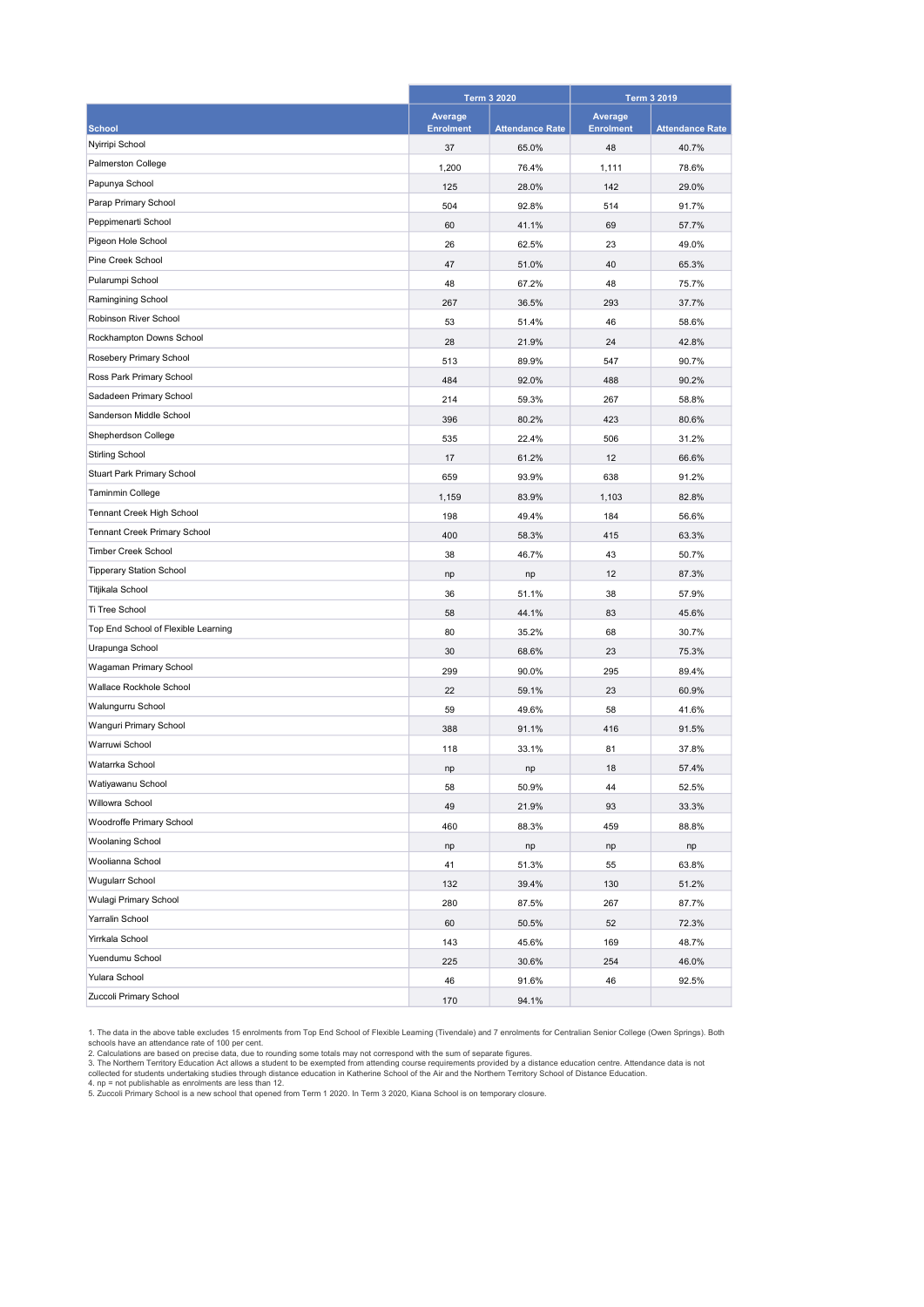| School | Term 3 2020 | | Term 3 2019 | |
|---|---|---|---|---|
| | Average Enrolment | Attendance Rate | Average Enrolment | Attendance Rate |
| Nyirripi School | 37 | 65.0% | 48 | 40.7% |
| Palmerston College | 1,200 | 76.4% | 1,111 | 78.6% |
| Papunya School | 125 | 28.0% | 142 | 29.0% |
| Parap Primary School | 504 | 92.8% | 514 | 91.7% |
| Peppimenarti School | 60 | 41.1% | 69 | 57.7% |
| Pigeon Hole School | 26 | 62.5% | 23 | 49.0% |
| Pine Creek School | 47 | 51.0% | 40 | 65.3% |
| Pularumpi School | 48 | 67.2% | 48 | 75.7% |
| Ramingining School | 267 | 36.5% | 293 | 37.7% |
| Robinson River School | 53 | 51.4% | 46 | 58.6% |
| Rockhampton Downs School | 28 | 21.9% | 24 | 42.8% |
| Rosebery Primary School | 513 | 89.9% | 547 | 90.7% |
| Ross Park Primary School | 484 | 92.0% | 488 | 90.2% |
| Sadadeen Primary School | 214 | 59.3% | 267 | 58.8% |
| Sanderson Middle School | 396 | 80.2% | 423 | 80.6% |
| Shepherdson College | 535 | 22.4% | 506 | 31.2% |
| Stirling School | 17 | 61.2% | 12 | 66.6% |
| Stuart Park Primary School | 659 | 93.9% | 638 | 91.2% |
| Taminmin College | 1,159 | 83.9% | 1,103 | 82.8% |
| Tennant Creek High School | 198 | 49.4% | 184 | 56.6% |
| Tennant Creek Primary School | 400 | 58.3% | 415 | 63.3% |
| Timber Creek School | 38 | 46.7% | 43 | 50.7% |
| Tipperary Station School | np | np | 12 | 87.3% |
| Titjikala School | 36 | 51.1% | 38 | 57.9% |
| Ti Tree School | 58 | 44.1% | 83 | 45.6% |
| Top End School of Flexible Learning | 80 | 35.2% | 68 | 30.7% |
| Urapunga School | 30 | 68.6% | 23 | 75.3% |
| Wagaman Primary School | 299 | 90.0% | 295 | 89.4% |
| Wallace Rockhole School | 22 | 59.1% | 23 | 60.9% |
| Walungurru School | 59 | 49.6% | 58 | 41.6% |
| Wanguri Primary School | 388 | 91.1% | 416 | 91.5% |
| Warruwi School | 118 | 33.1% | 81 | 37.8% |
| Watarrka School | np | np | 18 | 57.4% |
| Watiyawanu School | 58 | 50.9% | 44 | 52.5% |
| Willowra School | 49 | 21.9% | 93 | 33.3% |
| Woodroffe Primary School | 460 | 88.3% | 459 | 88.8% |
| Woolaning School | np | np | np | np |
| Woolianna School | 41 | 51.3% | 55 | 63.8% |
| Wugularr School | 132 | 39.4% | 130 | 51.2% |
| Wulagi Primary School | 280 | 87.5% | 267 | 87.7% |
| Yarralin School | 60 | 50.5% | 52 | 72.3% |
| Yirrkala School | 143 | 45.6% | 169 | 48.7% |
| Yuendumu School | 225 | 30.6% | 254 | 46.0% |
| Yulara School | 46 | 91.6% | 46 | 92.5% |
| Zuccoli Primary School | 170 | 94.1% | | |

1. The data in the above table excludes 15 enrolments from Top End School of Flexible Learning (Tivendale) and 7 enrolments for Centralian Senior College (Owen Springs). Both schools have an attendance rate of 100 per cent.
2. Calculations are based on precise data, due to rounding some totals may not correspond with the sum of separate figures.
3. The Northern Territory Education Act allows a student to be exempted from attending course requirements provided by a distance education centre. Attendance data is not collected for students undertaking studies through distance education in Katherine School of the Air and the Northern Territory School of Distance Education.
4. np = not publishable as enrolments are less than 12.
5. Zuccoli Primary School is a new school that opened from Term 1 2020. In Term 3 2020, Kiana School is on temporary closure.